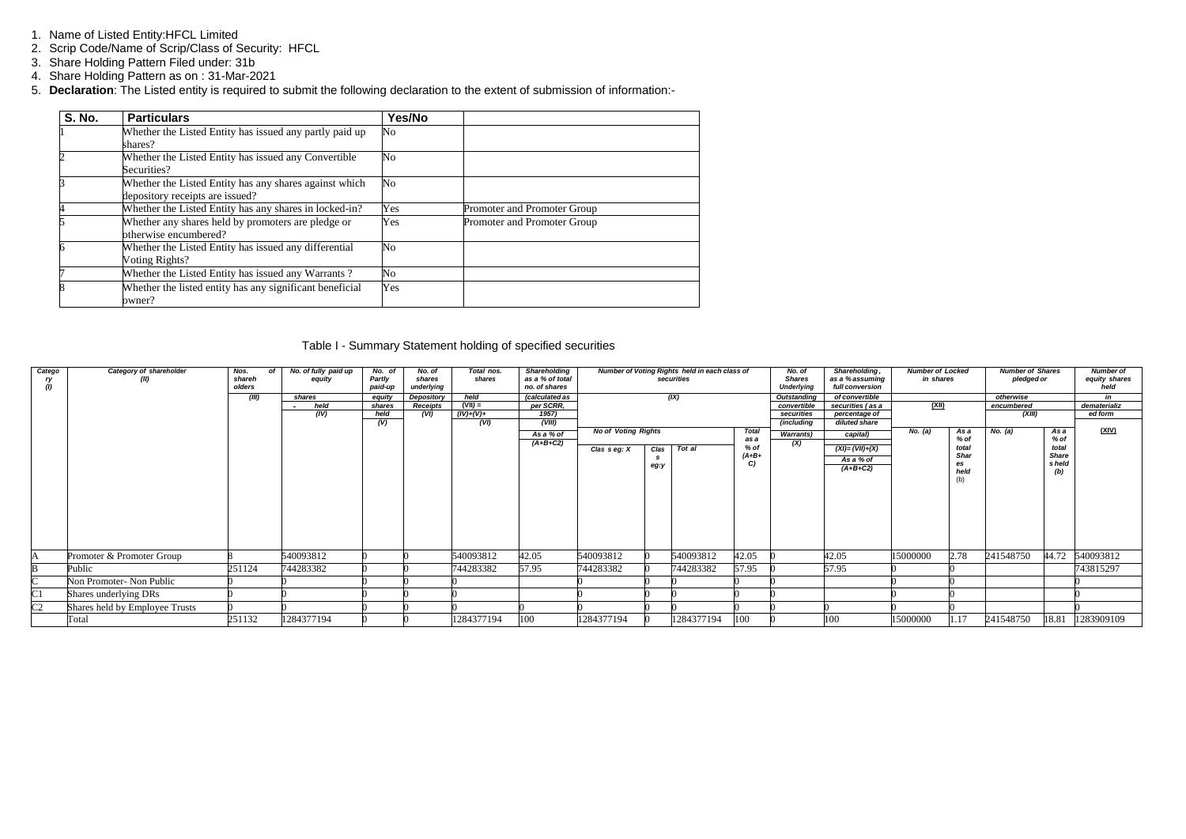1. Name of Listed Entity:HFCL Limited
2. Scrip Code/Name of Scrip/Class of Security: HFCL
3. Share Holding Pattern Filed under: 31b
4. Share Holding Pattern as on : 31-Mar-2021
5. **Declaration**: The Listed entity is required to submit the following declaration to the extent of submission of information:-

| S. No. | Particulars | Yes/No | |
|---|---|---|---|
| 1 | Whether the Listed Entity has issued any partly paid up shares? | No | |
| 2 | Whether the Listed Entity has issued any Convertible Securities? | No | |
| 3 | Whether the Listed Entity has any shares against which depository receipts are issued? | No | |
| 4 | Whether the Listed Entity has any shares in locked-in? | Yes | Promoter and Promoter Group |
| 5 | Whether any shares held by promoters are pledge or otherwise encumbered? | Yes | Promoter and Promoter Group |
| 6 | Whether the Listed Entity has issued any differential Voting Rights? | No | |
| 7 | Whether the Listed Entity has issued any Warrants ? | No | |
| 8 | Whether the listed entity has any significant beneficial owner? | Yes | |

Table I - Summary Statement holding of specified securities

| Category (I) | Category of shareholder (II) | Nos. of shareholders (III) | No. of fully paid up equity shares held (IV) | No. of Partly paid-up equity shares held (V) | No. of shares underlying Depository Receipts (VI) | Total nos. shares held (VII) = (IV)+(V)+ (VI) | Shareholding as a % of total no. of shares (calculated as per SCRR, 1957) (VIII) As a % of (A+B+C2) | Number of Voting Rights held in each class of securities (IX) | | | | No. of Shares Underlying Outstanding convertible securities (including Warrants) (X) | Shareholding , as a % assuming full conversion of convertible securities ( as a percentage of diluted share capital) (XI)= (VII)+(X) As a % of (A+B+C2) | Number of Locked in shares (XII) | | Number of Shares pledged or otherwise encumbered (XIII) | | Number of equity shares held in dematerialized form (XIV) |
|---|---|---|---|---|---|---|---|---|---|---|---|---|---|---|---|---|---|---|
| | | | | | | | | No of Voting Rights | | | Total as a % of (A+B+C) | | | No. (a) | As a % of total Shares held (b) | No. (a) | As a % of total Shares held (b) | |
| | | | | | | | | Class eg: X | Class eg:y | Total | | | | | | | | |
| A | Promoter & Promoter Group | 8 | 540093812 | 0 | 0 | 540093812 | 42.05 | 540093812 | 0 | 540093812 | 42.05 | 0 | 42.05 | 15000000 | 2.78 | 241548750 | 44.72 | 540093812 |
| B | Public | 251124 | 744283382 | 0 | 0 | 744283382 | 57.95 | 744283382 | 0 | 744283382 | 57.95 | 0 | 57.95 | 0 | 0 | | | 743815297 |
| C | Non Promoter- Non Public | 0 | 0 | 0 | 0 | 0 | | 0 | 0 | 0 | 0 | 0 | | 0 | 0 | | | 0 |
| C1 | Shares underlying DRs | 0 | 0 | 0 | 0 | 0 | | 0 | 0 | 0 | 0 | 0 | | 0 | 0 | | | 0 |
| C2 | Shares held by Employee Trusts | 0 | 0 | 0 | 0 | 0 | 0 | 0 | 0 | 0 | 0 | 0 | 0 | 0 | 0 | | | 0 |
| | Total | 251132 | 1284377194 | 0 | 0 | 1284377194 | 100 | 1284377194 | 0 | 1284377194 | 100 | 0 | 100 | 15000000 | 1.17 | 241548750 | 18.81 | 1283909109 |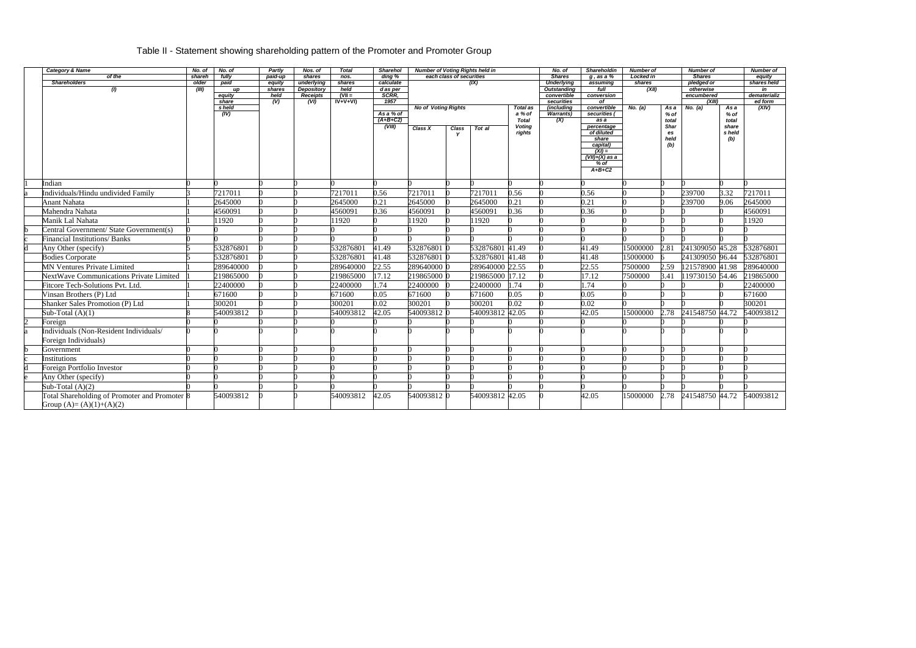# Table II - Statement showing shareholding pattern of the Promoter and Promoter Group

| | Category & Name of the Shareholders (I) | No. of shareholder (III) | No. of fully paid up equity shares held (IV) | Partly paid-up equity shares held (V) | Nos. of shares underlying Depository Receipts (VI) | Total nos. shares held (VII = IV+V+VI) | Shareholding % calculated as per SCRR, 1957 As a % of (A+B+C2) (VIII) | Number of Voting Rights held in each class of securities (IX) | | | | No. of Shares Underlying Outstanding convertible securities (including Warrants) (X) | Shareholding , as a % assuming full conversion of convertible securities ( as a percentage of diluted share capital) (XI) = (VII)+(X) as a % of A+B+C2 | Number of Locked in shares (XII) | | Number of Shares pledged or otherwise encumbered (XIII) | | Number of equity shares held in dematerialized form (XIV) |
|---|---|---|---|---|---|---|---|---|---|---|---|---|---|---|---|---|---|---|
| | | | | | | | | No of Voting Rights | | | Total as a % of Total Voting rights | | | No. (a) | As a % of total Shares held (b) | No. (a) | As a % of total share s held (b) | |
| | | | | | | | | Class X | Class Y | Tot al | | | | | | | | |
| 1 | Indian | 0 | 0 | 0 | 0 | 0 | 0 | 0 | 0 | 0 | 0 | 0 | 0 | 0 | 0 | 0 | 0 | 0 |
| a | Individuals/Hindu undivided Family | 3 | 7217011 | 0 | 0 | 7217011 | 0.56 | 7217011 | 0 | 7217011 | 0.56 | 0 | 0.56 | 0 | 0 | 239700 | 3.32 | 7217011 |
| | Anant Nahata | 1 | 2645000 | 0 | 0 | 2645000 | 0.21 | 2645000 | 0 | 2645000 | 0.21 | 0 | 0.21 | 0 | 0 | 239700 | 9.06 | 2645000 |
| | Mahendra Nahata | 1 | 4560091 | 0 | 0 | 4560091 | 0.36 | 4560091 | 0 | 4560091 | 0.36 | 0 | 0.36 | 0 | 0 | 0 | 0 | 4560091 |
| | Manik Lal Nahata | 1 | 11920 | 0 | 0 | 11920 | 0 | 11920 | 0 | 11920 | 0 | 0 | 0 | 0 | 0 | 0 | 0 | 11920 |
| b | Central Government/ State Government(s) | 0 | 0 | 0 | 0 | 0 | 0 | 0 | 0 | 0 | 0 | 0 | 0 | 0 | 0 | 0 | 0 | 0 |
| c | Financial Institutions/ Banks | 0 | 0 | 0 | 0 | 0 | 0 | 0 | 0 | 0 | 0 | 0 | 0 | 0 | 0 | 0 | 0 | 0 |
| d | Any Other (specify) | 5 | 532876801 | 0 | 0 | 532876801 | 41.49 | 532876801 | 0 | 532876801 | 41.49 | 0 | 41.49 | 15000000 | 2.81 | 241309050 | 45.28 | 532876801 |
| | Bodies Corporate | 5 | 532876801 | 0 | 0 | 532876801 | 41.48 | 532876801 | 0 | 532876801 | 41.48 | 0 | 41.48 | 15000000 | 6 | 241309050 | 96.44 | 532876801 |
| | MN Ventures Private Limited | 1 | 289640000 | 0 | 0 | 289640000 | 22.55 | 289640000 | 0 | 289640000 | 22.55 | 0 | 22.55 | 7500000 | 2.59 | 121578900 | 41.98 | 289640000 |
| | NextWave Communications Private Limited | 1 | 219865000 | 0 | 0 | 219865000 | 17.12 | 219865000 | 0 | 219865000 | 17.12 | 0 | 17.12 | 7500000 | 3.41 | 119730150 | 54.46 | 219865000 |
| | Fitcore Tech-Solutions Pvt. Ltd. | 1 | 22400000 | 0 | 0 | 22400000 | 1.74 | 22400000 | 0 | 22400000 | 1.74 | 0 | 1.74 | 0 | 0 | 0 | 0 | 22400000 |
| | Vinsan Brothers (P) Ltd | 1 | 671600 | 0 | 0 | 671600 | 0.05 | 671600 | 0 | 671600 | 0.05 | 0 | 0.05 | 0 | 0 | 0 | 0 | 671600 |
| | Shanker Sales Promotion (P) Ltd | 1 | 300201 | 0 | 0 | 300201 | 0.02 | 300201 | 0 | 300201 | 0.02 | 0 | 0.02 | 0 | 0 | 0 | 0 | 300201 |
| | Sub-Total (A)(1) | 8 | 540093812 | 0 | 0 | 540093812 | 42.05 | 540093812 | 0 | 540093812 | 42.05 | 0 | 42.05 | 15000000 | 2.78 | 241548750 | 44.72 | 540093812 |
| 2 | Foreign | 0 | 0 | 0 | 0 | 0 | 0 | 0 | 0 | 0 | 0 | 0 | 0 | 0 | 0 | 0 | 0 | 0 |
| a | Individuals (Non-Resident Individuals/ Foreign Individuals) | 0 | 0 | 0 | 0 | 0 | 0 | 0 | 0 | 0 | 0 | 0 | 0 | 0 | 0 | 0 | 0 | 0 |
| b | Government | 0 | 0 | 0 | 0 | 0 | 0 | 0 | 0 | 0 | 0 | 0 | 0 | 0 | 0 | 0 | 0 | 0 |
| c | Institutions | 0 | 0 | 0 | 0 | 0 | 0 | 0 | 0 | 0 | 0 | 0 | 0 | 0 | 0 | 0 | 0 | 0 |
| d | Foreign Portfolio Investor | 0 | 0 | 0 | 0 | 0 | 0 | 0 | 0 | 0 | 0 | 0 | 0 | 0 | 0 | 0 | 0 | 0 |
| e | Any Other (specify) | 0 | 0 | 0 | 0 | 0 | 0 | 0 | 0 | 0 | 0 | 0 | 0 | 0 | 0 | 0 | 0 | 0 |
| | Sub-Total (A)(2) | 0 | 0 | 0 | 0 | 0 | 0 | 0 | 0 | 0 | 0 | 0 | 0 | 0 | 0 | 0 | 0 | 0 |
| | Total Shareholding of Promoter and Promoter Group (A)= (A)(1)+(A)(2) | 8 | 540093812 | 0 | 0 | 540093812 | 42.05 | 540093812 | 0 | 540093812 | 42.05 | 0 | 42.05 | 15000000 | 2.78 | 241548750 | 44.72 | 540093812 |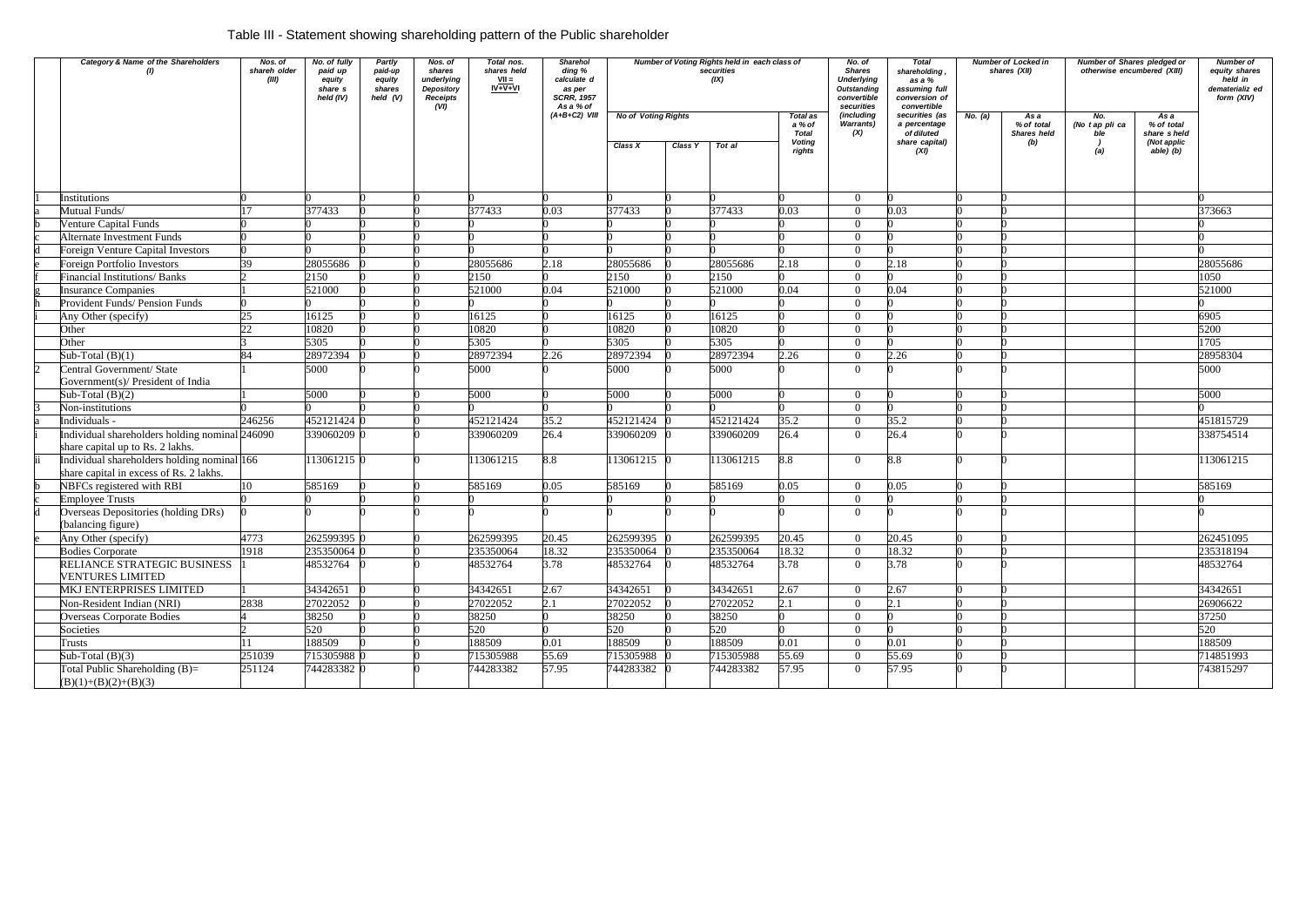## Table III - Statement showing shareholding pattern of the Public shareholder

| | Category & Name of the Shareholders (I) | Nos. of shareh older (III) | No. of fully paid up equity share s held (IV) | Partly paid-up equity shares held (V) | Nos. of shares underlying Depository Receipts (VI) | Total nos. shares held VII = IV+V+VI | Sharehol ding % calculate d as per SCRR, 1957 As a % of (A+B+C2) VIII | Number of Voting Rights held in each class of securities (IX) | | | | No. of Shares Underlying Outstanding convertible securities (including Warrants) (X) | Total shareholding , as a % assuming full conversion of convertible securities (as a percentage of diluted share capital) (XI) | Number of Locked in shares (XII) | | Number of Shares pledged or otherwise encumbered (XIII) | | Number of equity shares held in dematerializ ed form (XIV) |
|---|---|---|---|---|---|---|---|---|---|---|---|---|---|---|---|---|---|---|
| | | | | | | | | No of Voting Rights | | | Total as a % of Total Voting rights | | | No. (a) | As a % of total Shares held (b) | No. (No t ap pli ca ble ) (a) | As a % of total share s held (Not applic able) (b) | |
| | | | | | | | | Class X | Class Y | Tot al | | | | | | | | |
| 1 | Institutions | 0 | 0 | 0 | 0 | 0 | 0 | 0 | 0 | 0 | 0 | 0 | 0 | 0 | 0 | | | 0 |
| a | Mutual Funds/ | 17 | 377433 | 0 | 0 | 377433 | 0.03 | 377433 | 0 | 377433 | 0.03 | 0 | 0.03 | 0 | 0 | | | 373663 |
| b | Venture Capital Funds | 0 | 0 | 0 | 0 | 0 | 0 | 0 | 0 | 0 | 0 | 0 | 0 | 0 | 0 | | | 0 |
| c | Alternate Investment Funds | 0 | 0 | 0 | 0 | 0 | 0 | 0 | 0 | 0 | 0 | 0 | 0 | 0 | 0 | | | 0 |
| d | Foreign Venture Capital Investors | 0 | 0 | 0 | 0 | 0 | 0 | 0 | 0 | 0 | 0 | 0 | 0 | 0 | 0 | | | 0 |
| e | Foreign Portfolio Investors | 39 | 28055686 | 0 | 0 | 28055686 | 2.18 | 28055686 | 0 | 28055686 | 2.18 | 0 | 2.18 | 0 | 0 | | | 28055686 |
| f | Financial Institutions/ Banks | 2 | 2150 | 0 | 0 | 2150 | 0 | 2150 | 0 | 2150 | 0 | 0 | 0 | 0 | 0 | | | 1050 |
| g | Insurance Companies | 1 | 521000 | 0 | 0 | 521000 | 0.04 | 521000 | 0 | 521000 | 0.04 | 0 | 0.04 | 0 | 0 | | | 521000 |
| h | Provident Funds/ Pension Funds | 0 | 0 | 0 | 0 | 0 | 0 | 0 | 0 | 0 | 0 | 0 | 0 | 0 | 0 | | | 0 |
| i | Any Other (specify) | 25 | 16125 | 0 | 0 | 16125 | 0 | 16125 | 0 | 16125 | 0 | 0 | 0 | 0 | 0 | | | 6905 |
| | Other | 22 | 10820 | 0 | 0 | 10820 | 0 | 10820 | 0 | 10820 | 0 | 0 | 0 | 0 | 0 | | | 5200 |
| | Other | 3 | 5305 | 0 | 0 | 5305 | 0 | 5305 | 0 | 5305 | 0 | 0 | 0 | 0 | 0 | | | 1705 |
| | Sub-Total (B)(1) | 84 | 28972394 | 0 | 0 | 28972394 | 2.26 | 28972394 | 0 | 28972394 | 2.26 | 0 | 2.26 | 0 | 0 | | | 28958304 |
| 2 | Central Government/ State Government(s)/ President of India | 1 | 5000 | 0 | 0 | 5000 | 0 | 5000 | 0 | 5000 | 0 | 0 | 0 | 0 | 0 | | | 5000 |
| | Sub-Total (B)(2) | 1 | 5000 | 0 | 0 | 5000 | 0 | 5000 | 0 | 5000 | 0 | 0 | 0 | 0 | 0 | | | 5000 |
| 3 | Non-institutions | 0 | 0 | 0 | 0 | 0 | 0 | 0 | 0 | 0 | 0 | 0 | 0 | 0 | 0 | | | 0 |
| a | Individuals - | 246256 | 452121424 | 0 | 0 | 452121424 | 35.2 | 452121424 | 0 | 452121424 | 35.2 | 0 | 35.2 | 0 | 0 | | | 451815729 |
| i | Individual shareholders holding nominal share capital up to Rs. 2 lakhs. | 246090 | 339060209 | 0 | 0 | 339060209 | 26.4 | 339060209 | 0 | 339060209 | 26.4 | 0 | 26.4 | 0 | 0 | | | 338754514 |
| ii | Individual shareholders holding nominal share capital in excess of Rs. 2 lakhs. | 166 | 113061215 | 0 | 0 | 113061215 | 8.8 | 113061215 | 0 | 113061215 | 8.8 | 0 | 8.8 | 0 | 0 | | | 113061215 |
| b | NBFCs registered with RBI | 10 | 585169 | 0 | 0 | 585169 | 0.05 | 585169 | 0 | 585169 | 0.05 | 0 | 0.05 | 0 | 0 | | | 585169 |
| c | Employee Trusts | 0 | 0 | 0 | 0 | 0 | 0 | 0 | 0 | 0 | 0 | 0 | 0 | 0 | 0 | | | 0 |
| d | Overseas Depositories (holding DRs) (balancing figure) | 0 | 0 | 0 | 0 | 0 | 0 | 0 | 0 | 0 | 0 | 0 | 0 | 0 | 0 | | | 0 |
| e | Any Other (specify) | 4773 | 262599395 | 0 | 0 | 262599395 | 20.45 | 262599395 | 0 | 262599395 | 20.45 | 0 | 20.45 | 0 | 0 | | | 262451095 |
| | Bodies Corporate | 1918 | 235350064 | 0 | 0 | 235350064 | 18.32 | 235350064 | 0 | 235350064 | 18.32 | 0 | 18.32 | 0 | 0 | | | 235318194 |
| | RELIANCE STRATEGIC BUSINESS VENTURES LIMITED | 1 | 48532764 | 0 | 0 | 48532764 | 3.78 | 48532764 | 0 | 48532764 | 3.78 | 0 | 3.78 | 0 | 0 | | | 48532764 |
| | MKJ ENTERPRISES LIMITED | 1 | 34342651 | 0 | 0 | 34342651 | 2.67 | 34342651 | 0 | 34342651 | 2.67 | 0 | 2.67 | 0 | 0 | | | 34342651 |
| | Non-Resident Indian (NRI) | 2838 | 27022052 | 0 | 0 | 27022052 | 2.1 | 27022052 | 0 | 27022052 | 2.1 | 0 | 2.1 | 0 | 0 | | | 26906622 |
| | Overseas Corporate Bodies | 4 | 38250 | 0 | 0 | 38250 | 0 | 38250 | 0 | 38250 | 0 | 0 | 0 | 0 | 0 | | | 37250 |
| | Societies | 2 | 520 | 0 | 0 | 520 | 0 | 520 | 0 | 520 | 0 | 0 | 0 | 0 | 0 | | | 520 |
| | Trusts | 11 | 188509 | 0 | 0 | 188509 | 0.01 | 188509 | 0 | 188509 | 0.01 | 0 | 0.01 | 0 | 0 | | | 188509 |
| | Sub-Total (B)(3) | 251039 | 715305988 | 0 | 0 | 715305988 | 55.69 | 715305988 | 0 | 715305988 | 55.69 | 0 | 55.69 | 0 | 0 | | | 714851993 |
| | Total Public Shareholding (B)= (B)(1)+(B)(2)+(B)(3) | 251124 | 744283382 | 0 | 0 | 744283382 | 57.95 | 744283382 | 0 | 744283382 | 57.95 | 0 | 57.95 | 0 | 0 | | | 743815297 |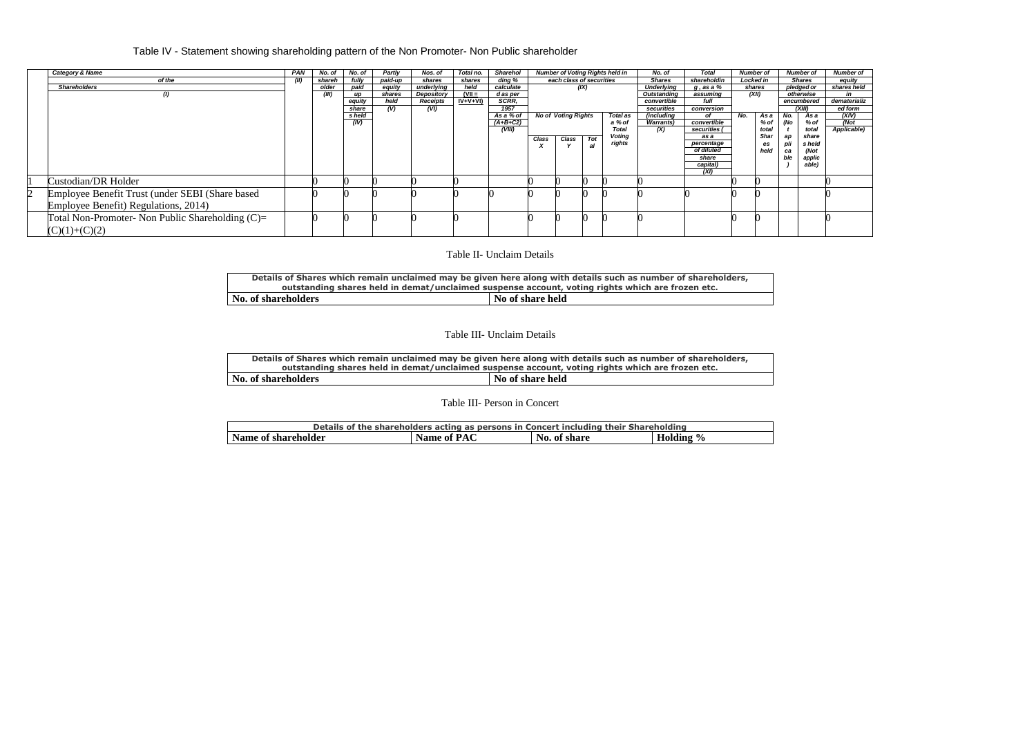Table IV - Statement showing shareholding pattern of the Non Promoter- Non Public shareholder

| | Category & Name of the Shareholders (I) | PAN (II) | No. of shareholder (III) | No. of fully paid up equity share s held (IV) | Partly paid-up equity shares held (V) | Nos. of shares underlying Depository Receipts (VI) | Total no. shares held (VII = IV+V+VI) | Shareholding % calculated as per SCRR, 1957 As a % of (A+B+C2) (VIII) | Number of Voting Rights held in each class of securities (IX) | | | | No. of Shares Underlying Outstanding convertible securities (including Warrants) (X) | Total shareholding, as a % assuming full conversion of convertible securities ( as a percentage of diluted share capital) (XI) | Number of Locked in shares (XII) | | Number of Shares pledged or otherwise encumbered (XIII) | | Number of equity shares held in dematerialized form (XIV) (Not Applicable) |
|---|---|---|---|---|---|---|---|---|---|---|---|---|---|---|---|---|---|---|---|
| | | | | | | | | | No of Voting Rights | | | Total as a % of Total Voting rights | | | No. | As a % of total Shares held | No. (Not applicable) | As a % of total shares held (Not applicable) | |
| | | | | | | | | | Class X | Class Y | Total | | | | | | | | |
| 1 | Custodian/DR Holder | | 0 | 0 | 0 | 0 | 0 | | 0 | 0 | 0 | 0 | 0 | | 0 | 0 | | | 0 |
| 2 | Employee Benefit Trust (under SEBI (Share based Employee Benefit) Regulations, 2014) | | 0 | 0 | 0 | 0 | 0 | 0 | 0 | 0 | 0 | 0 | 0 | 0 | 0 | 0 | | | 0 |
| | Total Non-Promoter- Non Public Shareholding (C)= (C)(1)+(C)(2) | | 0 | 0 | 0 | 0 | 0 | | 0 | 0 | 0 | 0 | 0 | | 0 | 0 | | | 0 |

Table II- Unclaim Details

| Details of Shares which remain unclaimed may be given here along with details such as number of shareholders, outstanding shares held in demat/unclaimed suspense account, voting rights which are frozen etc. | |
|---|---|
| **No. of shareholders** | **No of share held** |

Table III- Unclaim Details

| Details of Shares which remain unclaimed may be given here along with details such as number of shareholders, outstanding shares held in demat/unclaimed suspense account, voting rights which are frozen etc. | |
|---|---|
| **No. of shareholders** | **No of share held** |

Table III- Person in Concert

| Details of the shareholders acting as persons in Concert including their Shareholding | | | |
|---|---|---|---|
| **Name of shareholder** | **Name of PAC** | **No. of share** | **Holding %** |